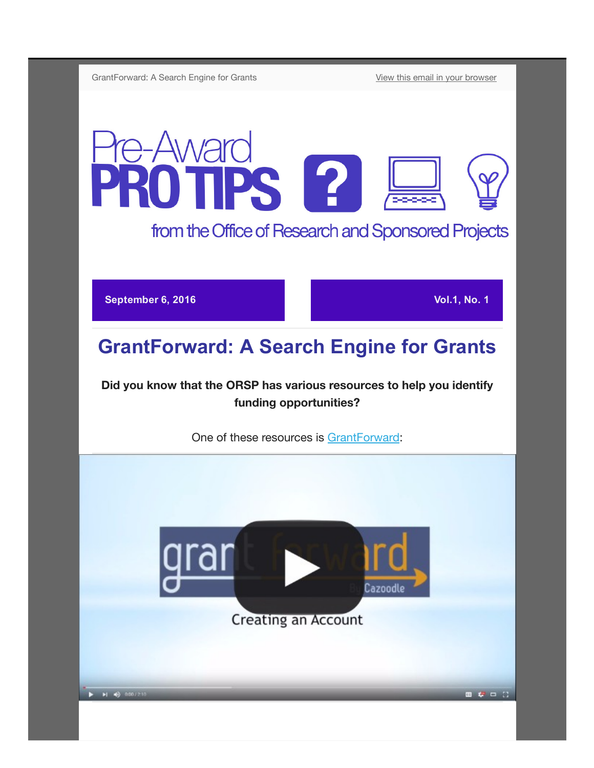GrantForward: A Search Engine for Grants [View this email in your browser]

# Pre-Award PRO TIPS

from the Office of Research and Sponsored Projects

**September 6, 2016** | **Vol.1, No. 1**

## GrantForward: A Search Engine for Grants

**Did you know that the ORSP has various resources to help you identify funding opportunities?**

One of these resources is [GrantForward]:

grant forward By Cazoodle

Creating an Account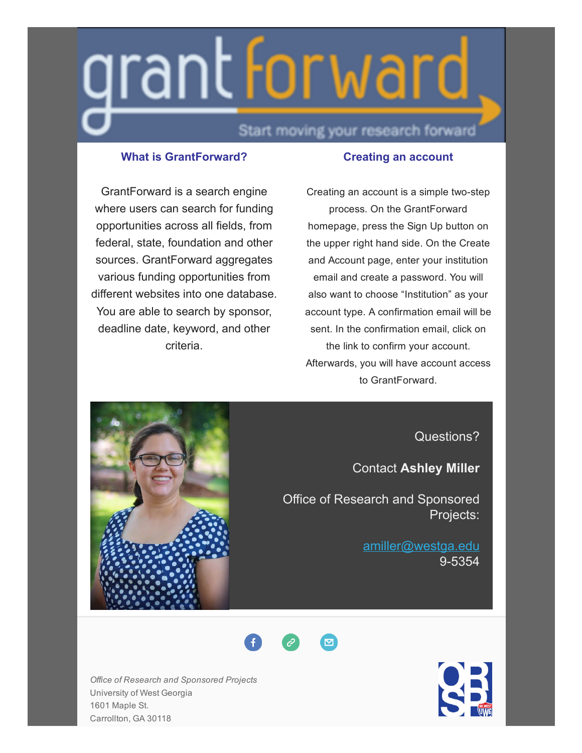# grant forward

Start moving your research forward

## What is GrantForward?

GrantForward is a search engine where users can search for funding opportunities across all fields, from federal, state, foundation and other sources. GrantForward aggregates various funding opportunities from different websites into one database. You are able to search by sponsor, deadline date, keyword, and other criteria.

## Creating an account

Creating an account is a simple two-step process. On the GrantForward homepage, press the Sign Up button on the upper right hand side. On the Create and Account page, enter your institution email and create a password. You will also want to choose "Institution" as your account type. A confirmation email will be sent. In the confirmation email, click on the link to confirm your account. Afterwards, you will have account access to GrantForward.

Questions?

Contact **Ashley Miller**

Office of Research and Sponsored Projects:

amiller@westga.edu
9-5354

*Office of Research and Sponsored Projects*
University of West Georgia
1601 Maple St.
Carrollton, GA 30118